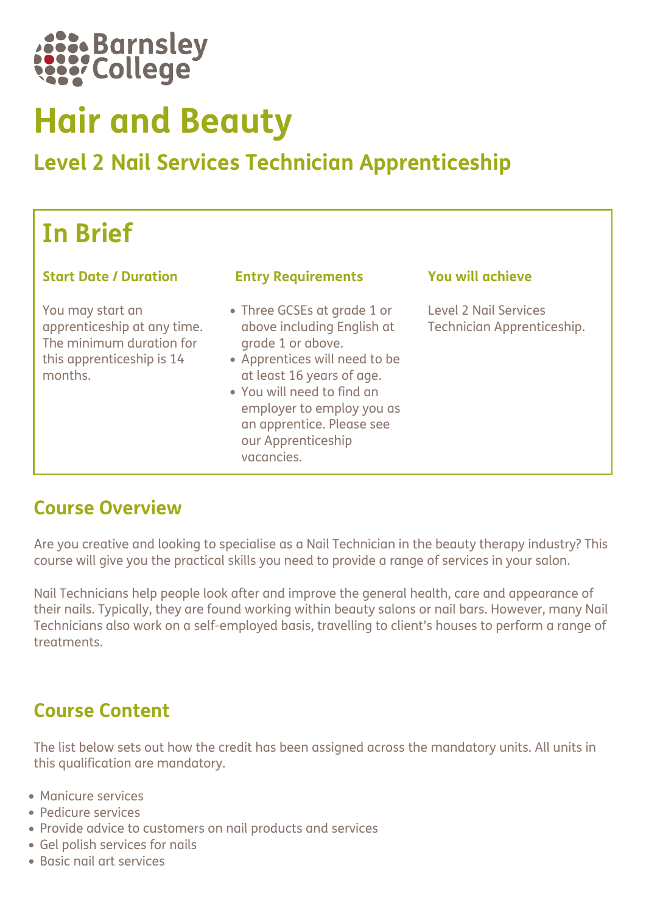Barnsley College

# Hair and Beauty

## Level 2 Nail Services Technician Apprenticeship

## In Brief

### Start Date / Duration

You may start an apprenticeship at any time. The minimum duration for this apprenticeship is 14 months.

### Entry Requirements

- Three GCSEs at grade 1 or above including English at grade 1 or above.
- Apprentices will need to be at least 16 years of age.
- You will need to find an employer to employ you as an apprentice. Please see our Apprenticeship vacancies.

### You will achieve

Level 2 Nail Services Technician Apprenticeship.

## Course Overview

Are you creative and looking to specialise as a Nail Technician in the beauty therapy industry? This course will give you the practical skills you need to provide a range of services in your salon.

Nail Technicians help people look after and improve the general health, care and appearance of their nails. Typically, they are found working within beauty salons or nail bars. However, many Nail Technicians also work on a self-employed basis, travelling to client's houses to perform a range of treatments.

## Course Content

The list below sets out how the credit has been assigned across the mandatory units. All units in this qualification are mandatory.

- Manicure services
- Pedicure services
- Provide advice to customers on nail products and services
- Gel polish services for nails
- Basic nail art services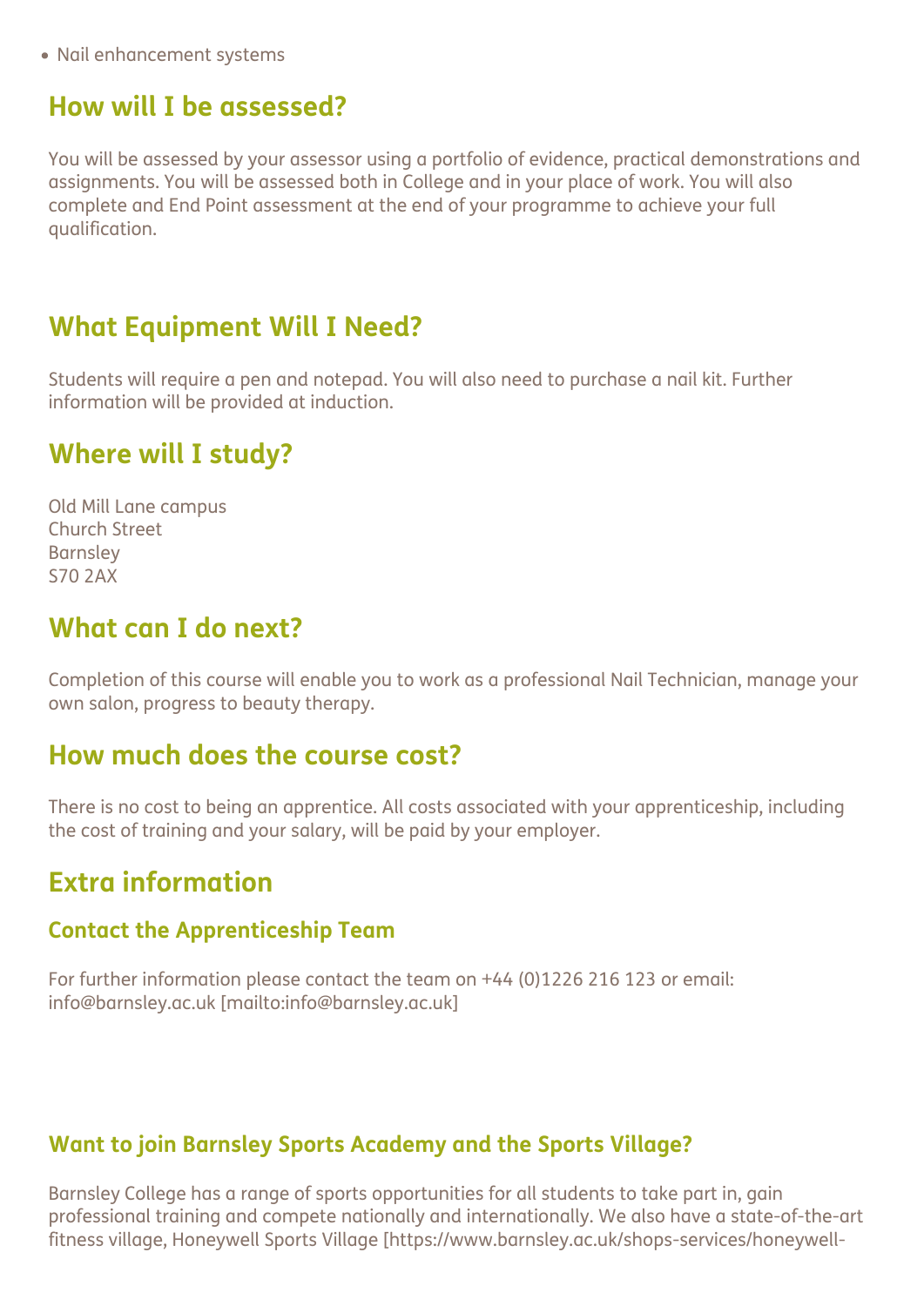- Nail enhancement systems

## How will I be assessed?

You will be assessed by your assessor using a portfolio of evidence, practical demonstrations and assignments. You will be assessed both in College and in your place of work. You will also complete and End Point assessment at the end of your programme to achieve your full qualification.

## What Equipment Will I Need?

Students will require a pen and notepad. You will also need to purchase a nail kit. Further information will be provided at induction.

## Where will I study?

Old Mill Lane campus
Church Street
Barnsley
S70 2AX

## What can I do next?

Completion of this course will enable you to work as a professional Nail Technician, manage your own salon, progress to beauty therapy.

## How much does the course cost?

There is no cost to being an apprentice. All costs associated with your apprenticeship, including the cost of training and your salary, will be paid by your employer.

## Extra information

### Contact the Apprenticeship Team

For further information please contact the team on +44 (0)1226 216 123 or email: info@barnsley.ac.uk [mailto:info@barnsley.ac.uk]

### Want to join Barnsley Sports Academy and the Sports Village?

Barnsley College has a range of sports opportunities for all students to take part in, gain professional training and compete nationally and internationally. We also have a state-of-the-art fitness village, Honeywell Sports Village [https://www.barnsley.ac.uk/shops-services/honeywell-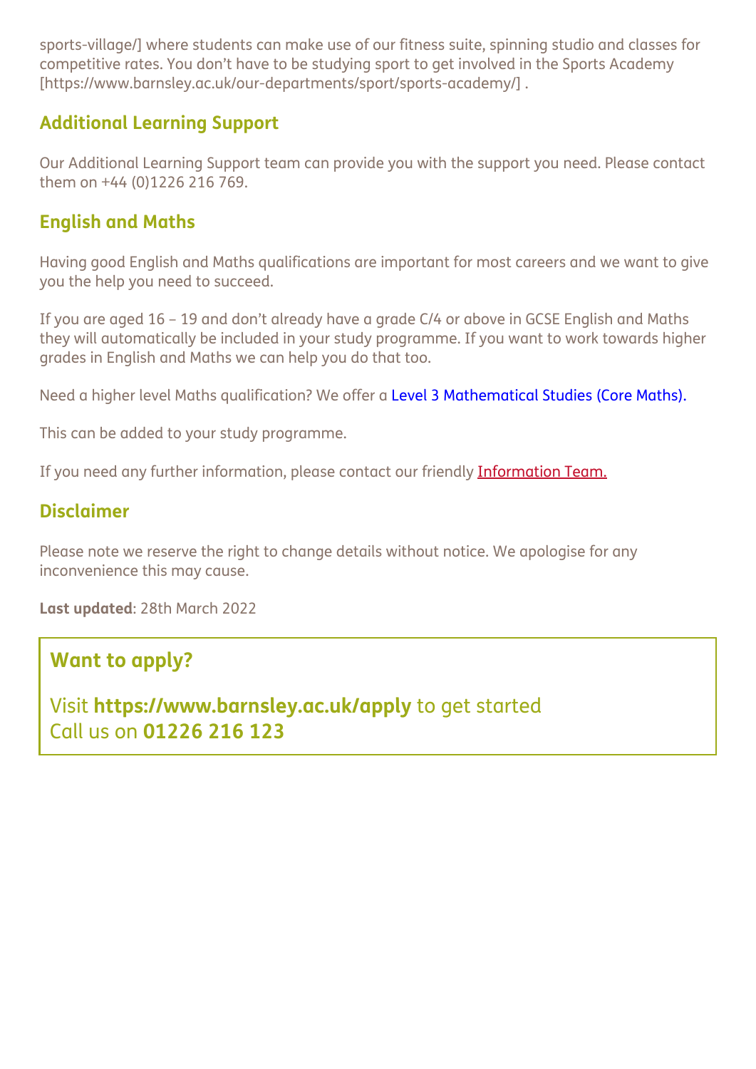sports-village/] where students can make use of our fitness suite, spinning studio and classes for competitive rates. You don't have to be studying sport to get involved in the Sports Academy [https://www.barnsley.ac.uk/our-departments/sport/sports-academy/] .

## Additional Learning Support

Our Additional Learning Support team can provide you with the support you need. Please contact them on +44 (0)1226 216 769.

## English and Maths

Having good English and Maths qualifications are important for most careers and we want to give you the help you need to succeed.

If you are aged 16 – 19 and don't already have a grade C/4 or above in GCSE English and Maths they will automatically be included in your study programme. If you want to work towards higher grades in English and Maths we can help you do that too.

Need a higher level Maths qualification? We offer a Level 3 Mathematical Studies (Core Maths).

This can be added to your study programme.

If you need any further information, please contact our friendly Information Team.

## Disclaimer

Please note we reserve the right to change details without notice. We apologise for any inconvenience this may cause.

**Last updated**: 28th March 2022

## Want to apply?

Visit **https://www.barnsley.ac.uk/apply** to get started
Call us on **01226 216 123**